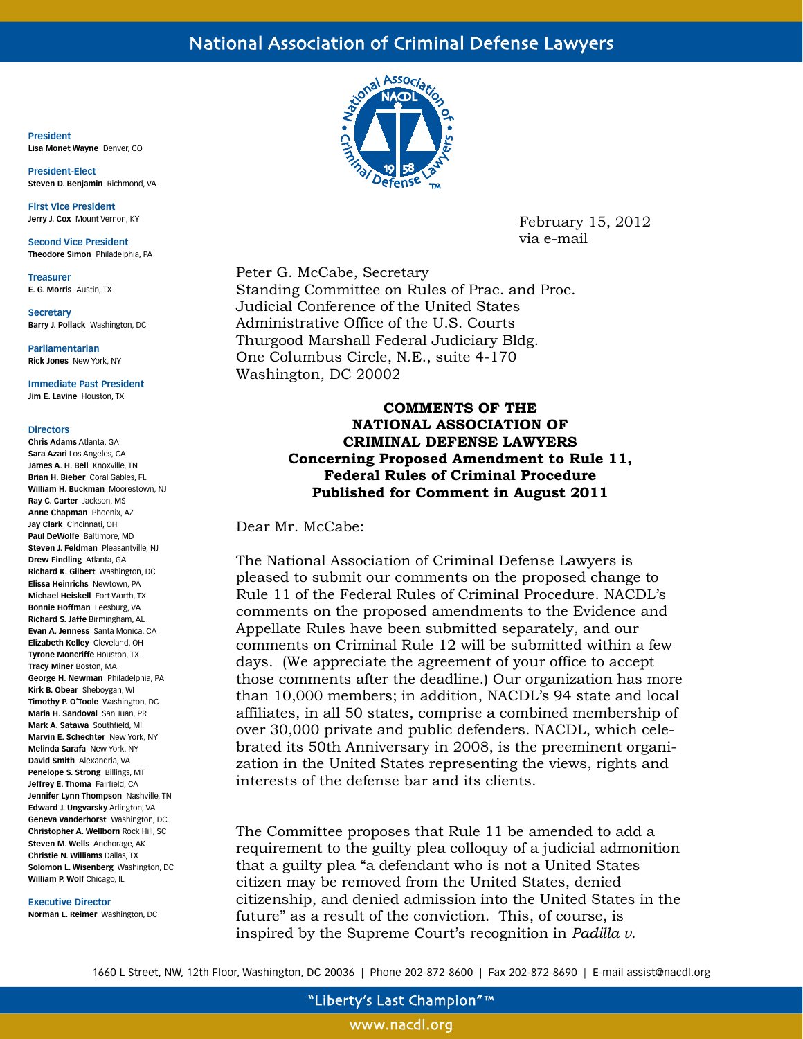# National Association of Criminal Defense Lawyers

**President**
**Lisa Monet Wayne** Denver, CO

**President-Elect**
**Steven D. Benjamin** Richmond, VA

**First Vice President**
**Jerry J. Cox** Mount Vernon, KY

**Second Vice President**
**Theodore Simon** Philadelphia, PA

**Treasurer**
**E. G. Morris** Austin, TX

**Secretary**
**Barry J. Pollack** Washington, DC

**Parliamentarian**
**Rick Jones** New York, NY

**Immediate Past President**
**Jim E. Lavine** Houston, TX

**Directors**
**Chris Adams** Atlanta, GA
**Sara Azari** Los Angeles, CA
**James A. H. Bell** Knoxville, TN
**Brian H. Bieber** Coral Gables, FL
**William H. Buckman** Moorestown, NJ
**Ray C. Carter** Jackson, MS
**Anne Chapman** Phoenix, AZ
**Jay Clark** Cincinnati, OH
**Paul DeWolfe** Baltimore, MD
**Steven J. Feldman** Pleasantville, NJ
**Drew Findling** Atlanta, GA
**Richard K. Gilbert** Washington, DC
**Elissa Heinrichs** Newtown, PA
**Michael Heiskell** Fort Worth, TX
**Bonnie Hoffman** Leesburg, VA
**Richard S. Jaffe** Birmingham, AL
**Evan A. Jenness** Santa Monica, CA
**Elizabeth Kelley** Cleveland, OH
**Tyrone Moncriffe** Houston, TX
**Tracy Miner** Boston, MA
**George H. Newman** Philadelphia, PA
**Kirk B. Obear** Sheboygan, WI
**Timothy P. O'Toole** Washington, DC
**Maria H. Sandoval** San Juan, PR
**Mark A. Satawa** Southfield, MI
**Marvin E. Schechter** New York, NY
**Melinda Sarafa** New York, NY
**David Smith** Alexandria, VA
**Penelope S. Strong** Billings, MT
**Jeffrey E. Thoma** Fairfield, CA
**Jennifer Lynn Thompson** Nashville, TN
**Edward J. Ungvarsky** Arlington, VA
**Geneva Vanderhorst** Washington, DC
**Christopher A. Wellborn** Rock Hill, SC
**Steven M. Wells** Anchorage, AK
**Christie N. Williams** Dallas, TX
**Solomon L. Wisenberg** Washington, DC
**William P. Wolf** Chicago, IL

**Executive Director**
**Norman L. Reimer** Washington, DC

February 15, 2012
via e-mail

Peter G. McCabe, Secretary
Standing Committee on Rules of Prac. and Proc.
Judicial Conference of the United States
Administrative Office of the U.S. Courts
Thurgood Marshall Federal Judiciary Bldg.
One Columbus Circle, N.E., suite 4-170
Washington, DC 20002

**COMMENTS OF THE**
**NATIONAL ASSOCIATION OF**
**CRIMINAL DEFENSE LAWYERS**
**Concerning Proposed Amendment to Rule 11,**
**Federal Rules of Criminal Procedure**
**Published for Comment in August 2011**

Dear Mr. McCabe:

The National Association of Criminal Defense Lawyers is pleased to submit our comments on the proposed change to Rule 11 of the Federal Rules of Criminal Procedure. NACDL's comments on the proposed amendments to the Evidence and Appellate Rules have been submitted separately, and our comments on Criminal Rule 12 will be submitted within a few days. (We appreciate the agreement of your office to accept those comments after the deadline.) Our organization has more than 10,000 members; in addition, NACDL's 94 state and local affiliates, in all 50 states, comprise a combined membership of over 30,000 private and public defenders. NACDL, which celebrated its 50th Anniversary in 2008, is the preeminent organization in the United States representing the views, rights and interests of the defense bar and its clients.

The Committee proposes that Rule 11 be amended to add a requirement to the guilty plea colloquy of a judicial admonition that a guilty plea "a defendant who is not a United States citizen may be removed from the United States, denied citizenship, and denied admission into the United States in the future" as a result of the conviction. This, of course, is inspired by the Supreme Court's recognition in *Padilla v.*

1660 L Street, NW, 12th Floor, Washington, DC 20036 | Phone 202-872-8600 | Fax 202-872-8690 | E-mail assist@nacdl.org

"Liberty's Last Champion"™

www.nacdl.org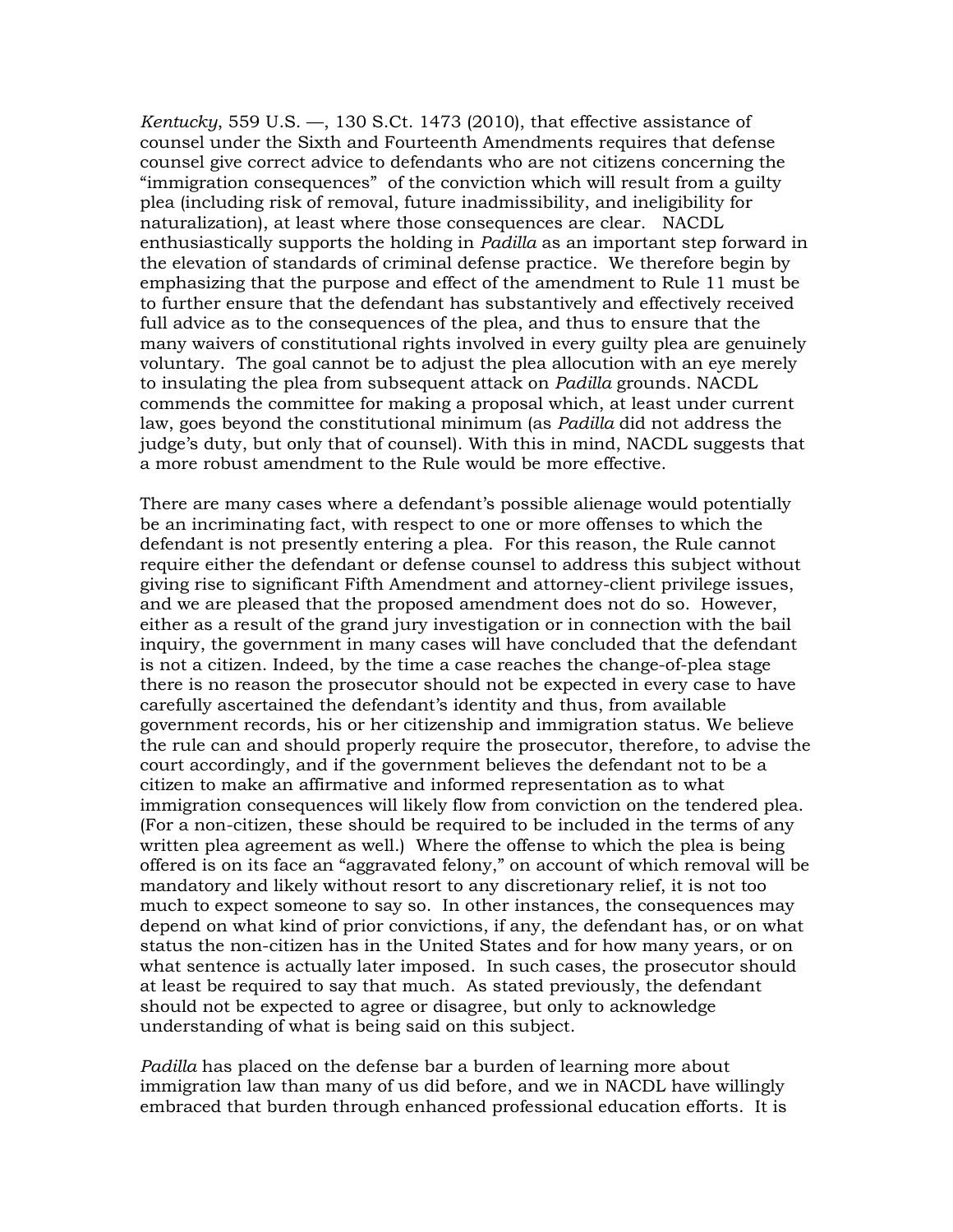*Kentucky*, 559 U.S. —, 130 S.Ct. 1473 (2010), that effective assistance of counsel under the Sixth and Fourteenth Amendments requires that defense counsel give correct advice to defendants who are not citizens concerning the "immigration consequences" of the conviction which will result from a guilty plea (including risk of removal, future inadmissibility, and ineligibility for naturalization), at least where those consequences are clear. NACDL enthusiastically supports the holding in *Padilla* as an important step forward in the elevation of standards of criminal defense practice. We therefore begin by emphasizing that the purpose and effect of the amendment to Rule 11 must be to further ensure that the defendant has substantively and effectively received full advice as to the consequences of the plea, and thus to ensure that the many waivers of constitutional rights involved in every guilty plea are genuinely voluntary. The goal cannot be to adjust the plea allocution with an eye merely to insulating the plea from subsequent attack on *Padilla* grounds. NACDL commends the committee for making a proposal which, at least under current law, goes beyond the constitutional minimum (as *Padilla* did not address the judge's duty, but only that of counsel). With this in mind, NACDL suggests that a more robust amendment to the Rule would be more effective.

There are many cases where a defendant's possible alienage would potentially be an incriminating fact, with respect to one or more offenses to which the defendant is not presently entering a plea. For this reason, the Rule cannot require either the defendant or defense counsel to address this subject without giving rise to significant Fifth Amendment and attorney-client privilege issues, and we are pleased that the proposed amendment does not do so. However, either as a result of the grand jury investigation or in connection with the bail inquiry, the government in many cases will have concluded that the defendant is not a citizen. Indeed, by the time a case reaches the change-of-plea stage there is no reason the prosecutor should not be expected in every case to have carefully ascertained the defendant's identity and thus, from available government records, his or her citizenship and immigration status. We believe the rule can and should properly require the prosecutor, therefore, to advise the court accordingly, and if the government believes the defendant not to be a citizen to make an affirmative and informed representation as to what immigration consequences will likely flow from conviction on the tendered plea. (For a non-citizen, these should be required to be included in the terms of any written plea agreement as well.) Where the offense to which the plea is being offered is on its face an "aggravated felony," on account of which removal will be mandatory and likely without resort to any discretionary relief, it is not too much to expect someone to say so. In other instances, the consequences may depend on what kind of prior convictions, if any, the defendant has, or on what status the non-citizen has in the United States and for how many years, or on what sentence is actually later imposed. In such cases, the prosecutor should at least be required to say that much. As stated previously, the defendant should not be expected to agree or disagree, but only to acknowledge understanding of what is being said on this subject.

*Padilla* has placed on the defense bar a burden of learning more about immigration law than many of us did before, and we in NACDL have willingly embraced that burden through enhanced professional education efforts. It is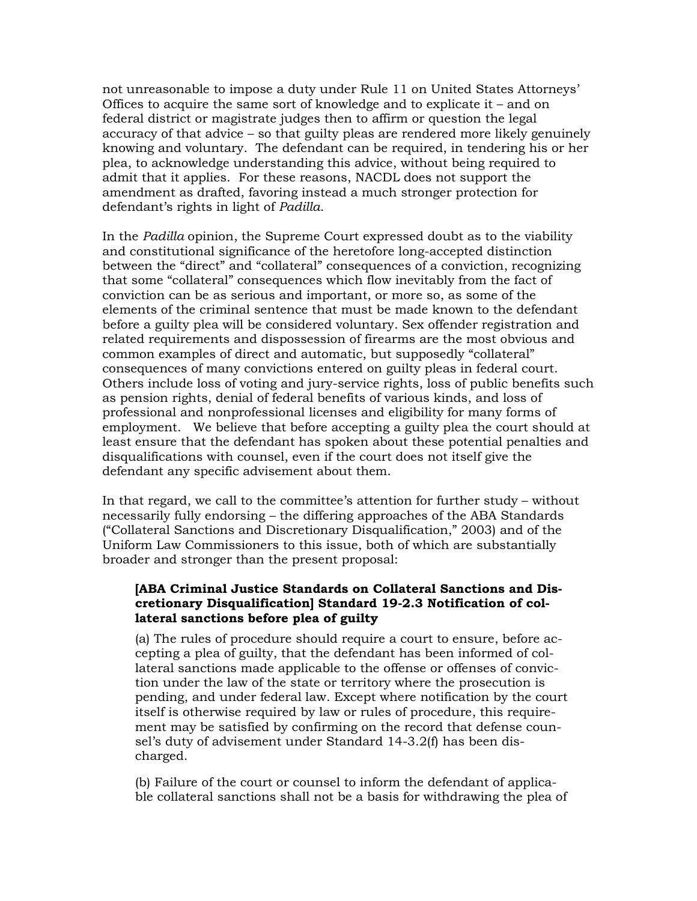not unreasonable to impose a duty under Rule 11 on United States Attorneys' Offices to acquire the same sort of knowledge and to explicate it – and on federal district or magistrate judges then to affirm or question the legal accuracy of that advice – so that guilty pleas are rendered more likely genuinely knowing and voluntary. The defendant can be required, in tendering his or her plea, to acknowledge understanding this advice, without being required to admit that it applies. For these reasons, NACDL does not support the amendment as drafted, favoring instead a much stronger protection for defendant's rights in light of *Padilla*.

In the *Padilla* opinion, the Supreme Court expressed doubt as to the viability and constitutional significance of the heretofore long-accepted distinction between the "direct" and "collateral" consequences of a conviction, recognizing that some "collateral" consequences which flow inevitably from the fact of conviction can be as serious and important, or more so, as some of the elements of the criminal sentence that must be made known to the defendant before a guilty plea will be considered voluntary. Sex offender registration and related requirements and dispossession of firearms are the most obvious and common examples of direct and automatic, but supposedly "collateral" consequences of many convictions entered on guilty pleas in federal court. Others include loss of voting and jury-service rights, loss of public benefits such as pension rights, denial of federal benefits of various kinds, and loss of professional and nonprofessional licenses and eligibility for many forms of employment. We believe that before accepting a guilty plea the court should at least ensure that the defendant has spoken about these potential penalties and disqualifications with counsel, even if the court does not itself give the defendant any specific advisement about them.

In that regard, we call to the committee's attention for further study – without necessarily fully endorsing – the differing approaches of the ABA Standards ("Collateral Sanctions and Discretionary Disqualification," 2003) and of the Uniform Law Commissioners to this issue, both of which are substantially broader and stronger than the present proposal:

> **[ABA Criminal Justice Standards on Collateral Sanctions and Discretionary Disqualification] Standard 19-2.3 Notification of collateral sanctions before plea of guilty**
>
> (a) The rules of procedure should require a court to ensure, before accepting a plea of guilty, that the defendant has been informed of collateral sanctions made applicable to the offense or offenses of conviction under the law of the state or territory where the prosecution is pending, and under federal law. Except where notification by the court itself is otherwise required by law or rules of procedure, this requirement may be satisfied by confirming on the record that defense counsel's duty of advisement under Standard 14-3.2(f) has been discharged.
>
> (b) Failure of the court or counsel to inform the defendant of applicable collateral sanctions shall not be a basis for withdrawing the plea of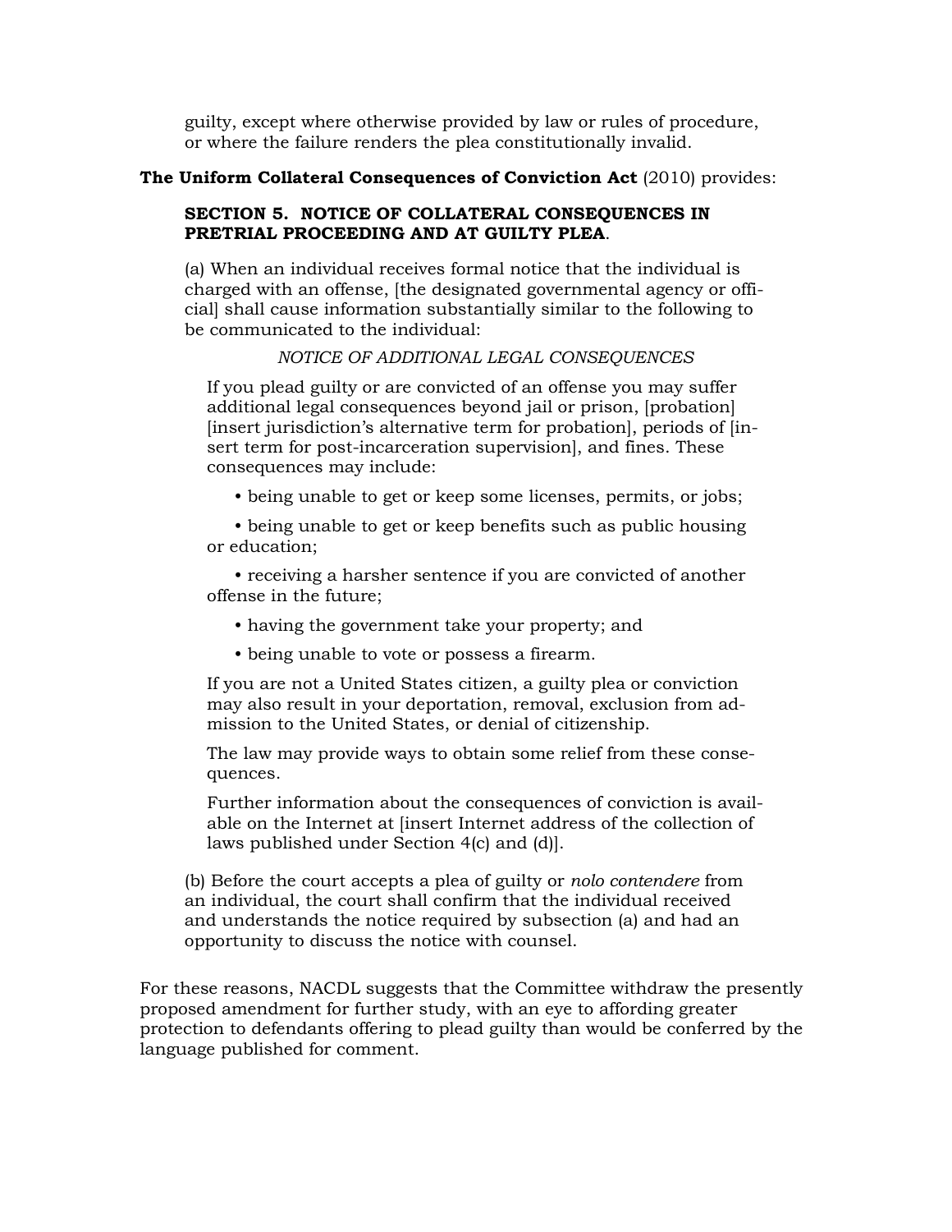guilty, except where otherwise provided by law or rules of procedure, or where the failure renders the plea constitutionally invalid.

**The Uniform Collateral Consequences of Conviction Act** (2010) provides:

> **SECTION 5. NOTICE OF COLLATERAL CONSEQUENCES IN PRETRIAL PROCEEDING AND AT GUILTY PLEA**.
>
> (a) When an individual receives formal notice that the individual is charged with an offense, [the designated governmental agency or official] shall cause information substantially similar to the following to be communicated to the individual:
>
> *NOTICE OF ADDITIONAL LEGAL CONSEQUENCES*
>
> If you plead guilty or are convicted of an offense you may suffer additional legal consequences beyond jail or prison, [probation] [insert jurisdiction's alternative term for probation], periods of [insert term for post-incarceration supervision], and fines. These consequences may include:
>
> • being unable to get or keep some licenses, permits, or jobs;
>
> • being unable to get or keep benefits such as public housing or education;
>
> • receiving a harsher sentence if you are convicted of another offense in the future;
>
> • having the government take your property; and
>
> • being unable to vote or possess a firearm.
>
> If you are not a United States citizen, a guilty plea or conviction may also result in your deportation, removal, exclusion from admission to the United States, or denial of citizenship.
>
> The law may provide ways to obtain some relief from these consequences.
>
> Further information about the consequences of conviction is available on the Internet at [insert Internet address of the collection of laws published under Section 4(c) and (d)].
>
> (b) Before the court accepts a plea of guilty or *nolo contendere* from an individual, the court shall confirm that the individual received and understands the notice required by subsection (a) and had an opportunity to discuss the notice with counsel.

For these reasons, NACDL suggests that the Committee withdraw the presently proposed amendment for further study, with an eye to affording greater protection to defendants offering to plead guilty than would be conferred by the language published for comment.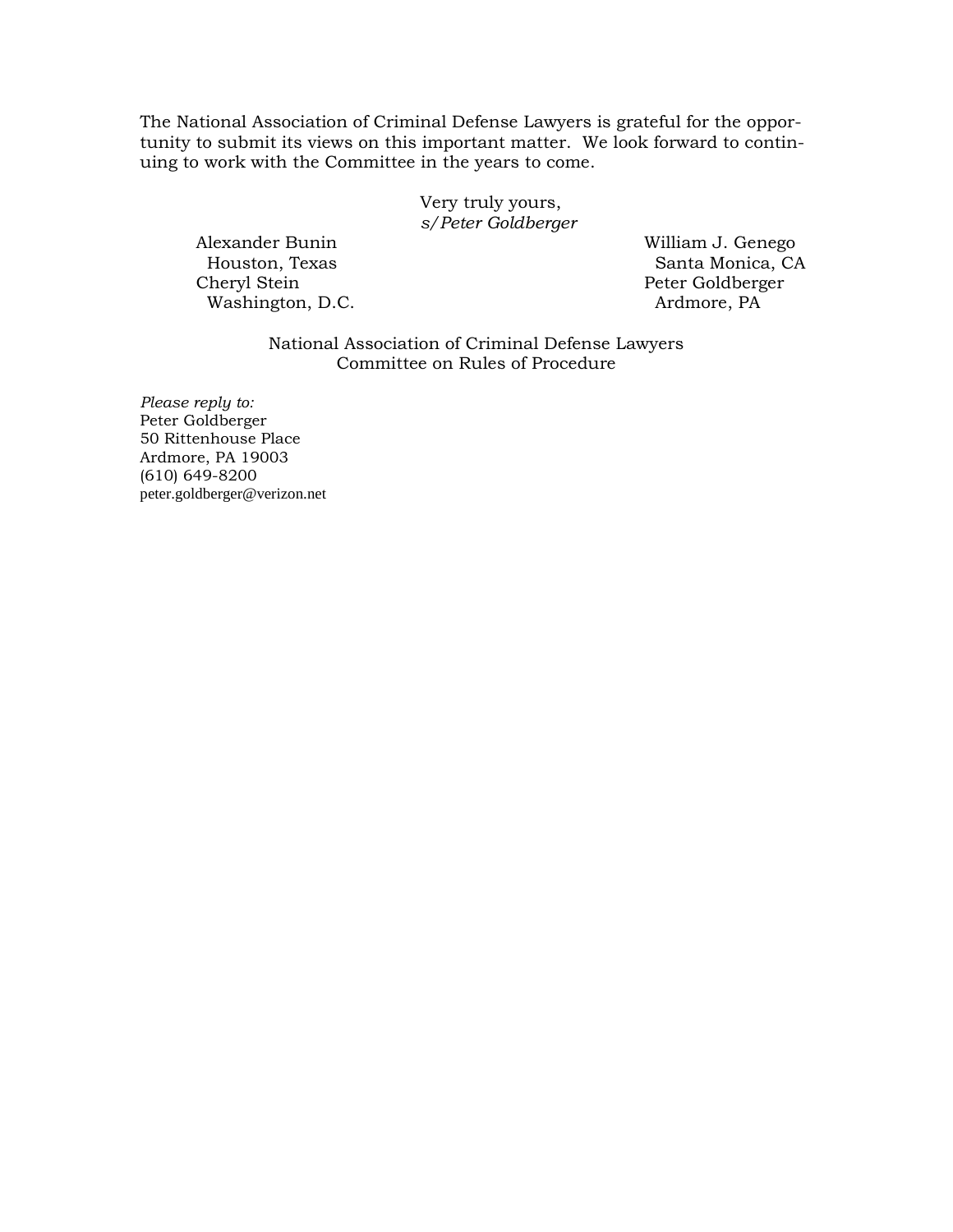The National Association of Criminal Defense Lawyers is grateful for the opportunity to submit its views on this important matter. We look forward to continuing to work with the Committee in the years to come.

Very truly yours,
*s/Peter Goldberger*

Alexander Bunin
Houston, Texas
Cheryl Stein
Washington, D.C.

William J. Genego
Santa Monica, CA
Peter Goldberger
Ardmore, PA

National Association of Criminal Defense Lawyers
Committee on Rules of Procedure

*Please reply to:*
Peter Goldberger
50 Rittenhouse Place
Ardmore, PA 19003
(610) 649-8200
peter.goldberger@verizon.net